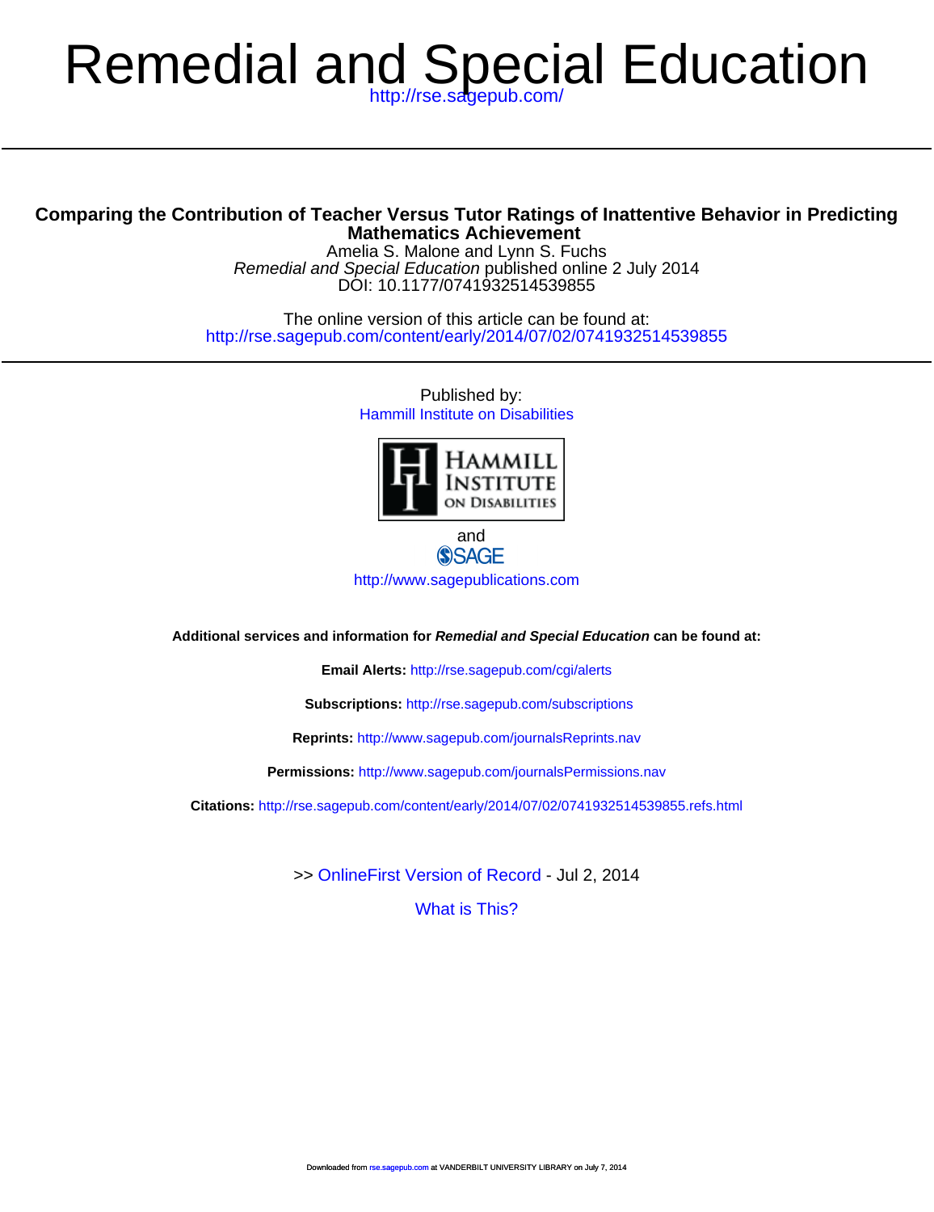# Remedial and Special Education

http://rse.sagepub.com/

## Comparing the Contribution of Teacher Versus Tutor Ratings of Inattentive Behavior in Predicting Mathematics Achievement

Amelia S. Malone and Lynn S. Fuchs

*Remedial and Special Education* published online 2 July 2014

DOI: 10.1177/0741932514539855

The online version of this article can be found at:

http://rse.sagepub.com/content/early/2014/07/02/0741932514539855

---

Published by:

Hammill Institute on Disabilities

HAMMILL INSTITUTE ON DISABILITIES

and

SAGE

http://www.sagepublications.com

**Additional services and information for *Remedial and Special Education* can be found at:**

**Email Alerts:** http://rse.sagepub.com/cgi/alerts

**Subscriptions:** http://rse.sagepub.com/subscriptions

**Reprints:** http://www.sagepub.com/journalsReprints.nav

**Permissions:** http://www.sagepub.com/journalsPermissions.nav

**Citations:** http://rse.sagepub.com/content/early/2014/07/02/0741932514539855.refs.html

>> OnlineFirst Version of Record - Jul 2, 2014

What is This?

Downloaded from rse.sagepub.com at VANDERBILT UNIVERSITY LIBRARY on July 7, 2014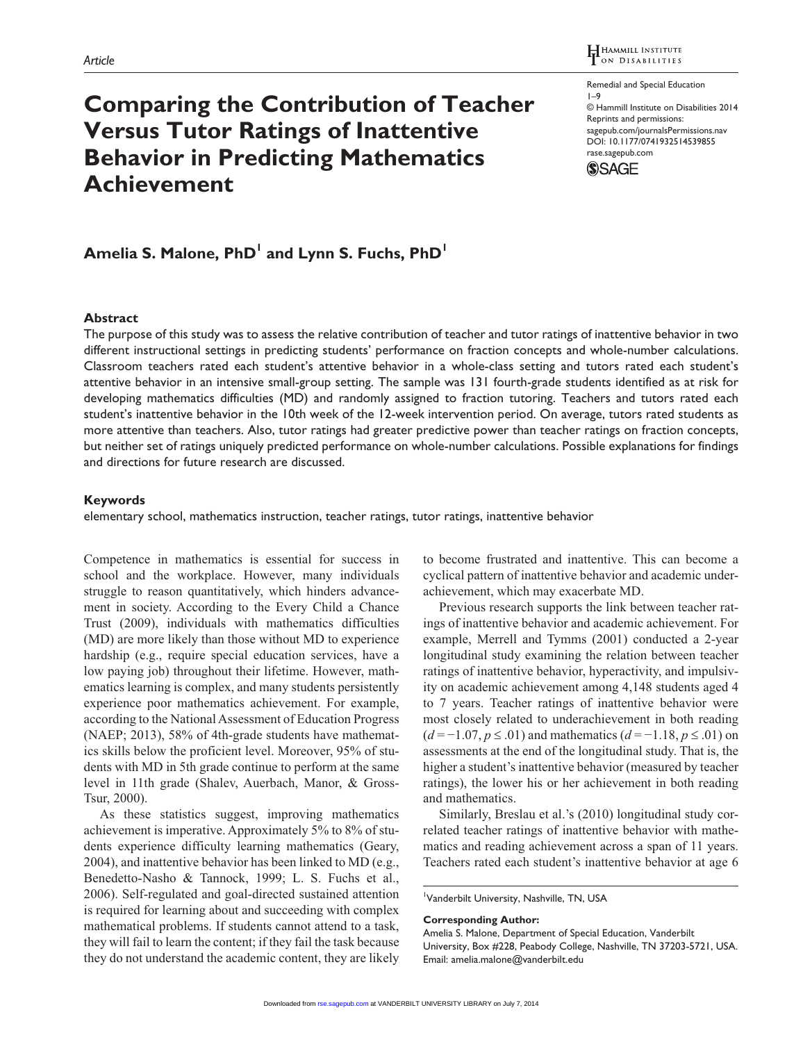# Comparing the Contribution of Teacher Versus Tutor Ratings of Inattentive Behavior in Predicting Mathematics Achievement

**Amelia S. Malone, PhD[1] and Lynn S. Fuchs, PhD[1]**

## Abstract

The purpose of this study was to assess the relative contribution of teacher and tutor ratings of inattentive behavior in two different instructional settings in predicting students' performance on fraction concepts and whole-number calculations. Classroom teachers rated each student's attentive behavior in a whole-class setting and tutors rated each student's attentive behavior in an intensive small-group setting. The sample was 131 fourth-grade students identified as at risk for developing mathematics difficulties (MD) and randomly assigned to fraction tutoring. Teachers and tutors rated each student's inattentive behavior in the 10th week of the 12-week intervention period. On average, tutors rated students as more attentive than teachers. Also, tutor ratings had greater predictive power than teacher ratings on fraction concepts, but neither set of ratings uniquely predicted performance on whole-number calculations. Possible explanations for findings and directions for future research are discussed.

## Keywords

elementary school, mathematics instruction, teacher ratings, tutor ratings, inattentive behavior

Competence in mathematics is essential for success in school and the workplace. However, many individuals struggle to reason quantitatively, which hinders advancement in society. According to the Every Child a Chance Trust (2009), individuals with mathematics difficulties (MD) are more likely than those without MD to experience hardship (e.g., require special education services, have a low paying job) throughout their lifetime. However, mathematics learning is complex, and many students persistently experience poor mathematics achievement. For example, according to the National Assessment of Education Progress (NAEP; 2013), 58% of 4th-grade students have mathematics skills below the proficient level. Moreover, 95% of students with MD in 5th grade continue to perform at the same level in 11th grade (Shalev, Auerbach, Manor, & Gross-Tsur, 2000).

As these statistics suggest, improving mathematics achievement is imperative. Approximately 5% to 8% of students experience difficulty learning mathematics (Geary, 2004), and inattentive behavior has been linked to MD (e.g., Benedetto-Nasho & Tannock, 1999; L. S. Fuchs et al., 2006). Self-regulated and goal-directed sustained attention is required for learning about and succeeding with complex mathematical problems. If students cannot attend to a task, they will fail to learn the content; if they fail the task because they do not understand the academic content, they are likely to become frustrated and inattentive. This can become a cyclical pattern of inattentive behavior and academic underachievement, which may exacerbate MD.

Previous research supports the link between teacher ratings of inattentive behavior and academic achievement. For example, Merrell and Tymms (2001) conducted a 2-year longitudinal study examining the relation between teacher ratings of inattentive behavior, hyperactivity, and impulsivity on academic achievement among 4,148 students aged 4 to 7 years. Teacher ratings of inattentive behavior were most closely related to underachievement in both reading ($d = -1.07, p \leq .01$) and mathematics ($d = -1.18, p \leq .01$) on assessments at the end of the longitudinal study. That is, the higher a student's inattentive behavior (measured by teacher ratings), the lower his or her achievement in both reading and mathematics.

Similarly, Breslau et al.'s (2010) longitudinal study correlated teacher ratings of inattentive behavior with mathematics and reading achievement across a span of 11 years. Teachers rated each student's inattentive behavior at age 6

[1]Vanderbilt University, Nashville, TN, USA

**Corresponding Author:**
Amelia S. Malone, Department of Special Education, Vanderbilt University, Box #228, Peabody College, Nashville, TN 37203-5721, USA.
Email: amelia.malone@vanderbilt.edu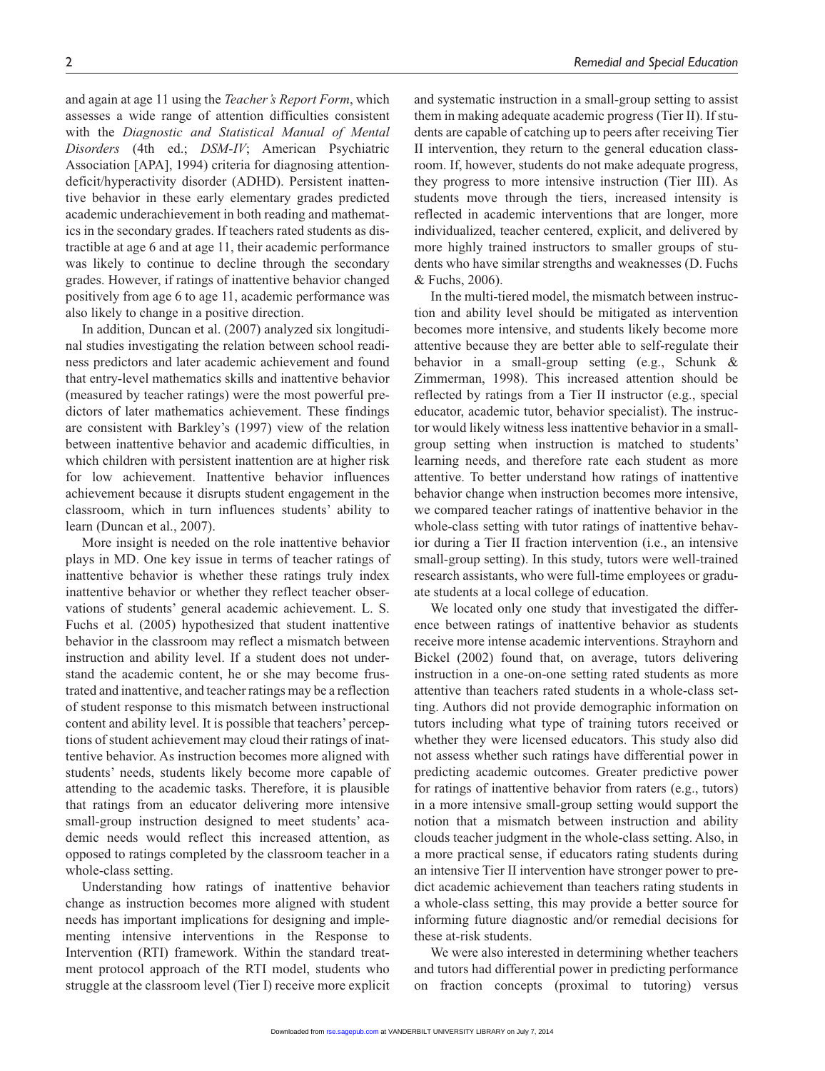and again at age 11 using the *Teacher's Report Form*, which assesses a wide range of attention difficulties consistent with the *Diagnostic and Statistical Manual of Mental Disorders* (4th ed.; *DSM-IV*; American Psychiatric Association [APA], 1994) criteria for diagnosing attention-deficit/hyperactivity disorder (ADHD). Persistent inattentive behavior in these early elementary grades predicted academic underachievement in both reading and mathematics in the secondary grades. If teachers rated students as distractible at age 6 and at age 11, their academic performance was likely to continue to decline through the secondary grades. However, if ratings of inattentive behavior changed positively from age 6 to age 11, academic performance was also likely to change in a positive direction.

In addition, Duncan et al. (2007) analyzed six longitudinal studies investigating the relation between school readiness predictors and later academic achievement and found that entry-level mathematics skills and inattentive behavior (measured by teacher ratings) were the most powerful predictors of later mathematics achievement. These findings are consistent with Barkley's (1997) view of the relation between inattentive behavior and academic difficulties, in which children with persistent inattention are at higher risk for low achievement. Inattentive behavior influences achievement because it disrupts student engagement in the classroom, which in turn influences students' ability to learn (Duncan et al., 2007).

More insight is needed on the role inattentive behavior plays in MD. One key issue in terms of teacher ratings of inattentive behavior is whether these ratings truly index inattentive behavior or whether they reflect teacher observations of students' general academic achievement. L. S. Fuchs et al. (2005) hypothesized that student inattentive behavior in the classroom may reflect a mismatch between instruction and ability level. If a student does not understand the academic content, he or she may become frustrated and inattentive, and teacher ratings may be a reflection of student response to this mismatch between instructional content and ability level. It is possible that teachers' perceptions of student achievement may cloud their ratings of inattentive behavior. As instruction becomes more aligned with students' needs, students likely become more capable of attending to the academic tasks. Therefore, it is plausible that ratings from an educator delivering more intensive small-group instruction designed to meet students' academic needs would reflect this increased attention, as opposed to ratings completed by the classroom teacher in a whole-class setting.

Understanding how ratings of inattentive behavior change as instruction becomes more aligned with student needs has important implications for designing and implementing intensive interventions in the Response to Intervention (RTI) framework. Within the standard treatment protocol approach of the RTI model, students who struggle at the classroom level (Tier I) receive more explicit and systematic instruction in a small-group setting to assist them in making adequate academic progress (Tier II). If students are capable of catching up to peers after receiving Tier II intervention, they return to the general education classroom. If, however, students do not make adequate progress, they progress to more intensive instruction (Tier III). As students move through the tiers, increased intensity is reflected in academic interventions that are longer, more individualized, teacher centered, explicit, and delivered by more highly trained instructors to smaller groups of students who have similar strengths and weaknesses (D. Fuchs & Fuchs, 2006).

In the multi-tiered model, the mismatch between instruction and ability level should be mitigated as intervention becomes more intensive, and students likely become more attentive because they are better able to self-regulate their behavior in a small-group setting (e.g., Schunk & Zimmerman, 1998). This increased attention should be reflected by ratings from a Tier II instructor (e.g., special educator, academic tutor, behavior specialist). The instructor would likely witness less inattentive behavior in a small-group setting when instruction is matched to students' learning needs, and therefore rate each student as more attentive. To better understand how ratings of inattentive behavior change when instruction becomes more intensive, we compared teacher ratings of inattentive behavior in the whole-class setting with tutor ratings of inattentive behavior during a Tier II fraction intervention (i.e., an intensive small-group setting). In this study, tutors were well-trained research assistants, who were full-time employees or graduate students at a local college of education.

We located only one study that investigated the difference between ratings of inattentive behavior as students receive more intense academic interventions. Strayhorn and Bickel (2002) found that, on average, tutors delivering instruction in a one-on-one setting rated students as more attentive than teachers rated students in a whole-class setting. Authors did not provide demographic information on tutors including what type of training tutors received or whether they were licensed educators. This study also did not assess whether such ratings have differential power in predicting academic outcomes. Greater predictive power for ratings of inattentive behavior from raters (e.g., tutors) in a more intensive small-group setting would support the notion that a mismatch between instruction and ability clouds teacher judgment in the whole-class setting. Also, in a more practical sense, if educators rating students during an intensive Tier II intervention have stronger power to predict academic achievement than teachers rating students in a whole-class setting, this may provide a better source for informing future diagnostic and/or remedial decisions for these at-risk students.

We were also interested in determining whether teachers and tutors had differential power in predicting performance on fraction concepts (proximal to tutoring) versus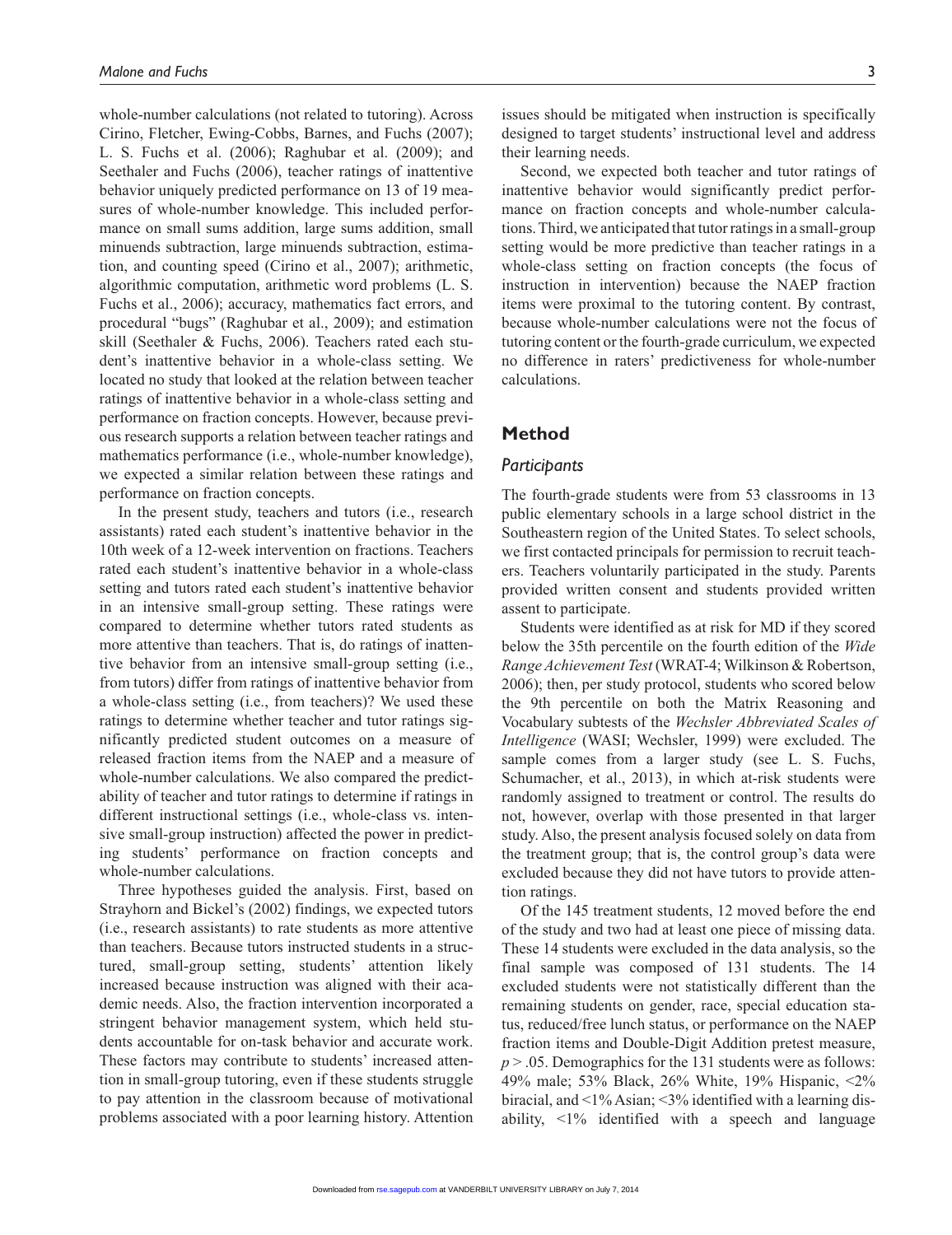whole-number calculations (not related to tutoring). Across Cirino, Fletcher, Ewing-Cobbs, Barnes, and Fuchs (2007); L. S. Fuchs et al. (2006); Raghubar et al. (2009); and Seethaler and Fuchs (2006), teacher ratings of inattentive behavior uniquely predicted performance on 13 of 19 measures of whole-number knowledge. This included performance on small sums addition, large sums addition, small minuends subtraction, large minuends subtraction, estimation, and counting speed (Cirino et al., 2007); arithmetic, algorithmic computation, arithmetic word problems (L. S. Fuchs et al., 2006); accuracy, mathematics fact errors, and procedural "bugs" (Raghubar et al., 2009); and estimation skill (Seethaler & Fuchs, 2006). Teachers rated each student's inattentive behavior in a whole-class setting. We located no study that looked at the relation between teacher ratings of inattentive behavior in a whole-class setting and performance on fraction concepts. However, because previous research supports a relation between teacher ratings and mathematics performance (i.e., whole-number knowledge), we expected a similar relation between these ratings and performance on fraction concepts.

In the present study, teachers and tutors (i.e., research assistants) rated each student's inattentive behavior in the 10th week of a 12-week intervention on fractions. Teachers rated each student's inattentive behavior in a whole-class setting and tutors rated each student's inattentive behavior in an intensive small-group setting. These ratings were compared to determine whether tutors rated students as more attentive than teachers. That is, do ratings of inattentive behavior from an intensive small-group setting (i.e., from tutors) differ from ratings of inattentive behavior from a whole-class setting (i.e., from teachers)? We used these ratings to determine whether teacher and tutor ratings significantly predicted student outcomes on a measure of released fraction items from the NAEP and a measure of whole-number calculations. We also compared the predictability of teacher and tutor ratings to determine if ratings in different instructional settings (i.e., whole-class vs. intensive small-group instruction) affected the power in predicting students' performance on fraction concepts and whole-number calculations.

Three hypotheses guided the analysis. First, based on Strayhorn and Bickel's (2002) findings, we expected tutors (i.e., research assistants) to rate students as more attentive than teachers. Because tutors instructed students in a structured, small-group setting, students' attention likely increased because instruction was aligned with their academic needs. Also, the fraction intervention incorporated a stringent behavior management system, which held students accountable for on-task behavior and accurate work. These factors may contribute to students' increased attention in small-group tutoring, even if these students struggle to pay attention in the classroom because of motivational problems associated with a poor learning history. Attention issues should be mitigated when instruction is specifically designed to target students' instructional level and address their learning needs.

Second, we expected both teacher and tutor ratings of inattentive behavior would significantly predict performance on fraction concepts and whole-number calculations. Third, we anticipated that tutor ratings in a small-group setting would be more predictive than teacher ratings in a whole-class setting on fraction concepts (the focus of instruction in intervention) because the NAEP fraction items were proximal to the tutoring content. By contrast, because whole-number calculations were not the focus of tutoring content or the fourth-grade curriculum, we expected no difference in raters' predictiveness for whole-number calculations.

## Method

### Participants

The fourth-grade students were from 53 classrooms in 13 public elementary schools in a large school district in the Southeastern region of the United States. To select schools, we first contacted principals for permission to recruit teachers. Teachers voluntarily participated in the study. Parents provided written consent and students provided written assent to participate.

Students were identified as at risk for MD if they scored below the 35th percentile on the fourth edition of the *Wide Range Achievement Test* (WRAT-4; Wilkinson & Robertson, 2006); then, per study protocol, students who scored below the 9th percentile on both the Matrix Reasoning and Vocabulary subtests of the *Wechsler Abbreviated Scales of Intelligence* (WASI; Wechsler, 1999) were excluded. The sample comes from a larger study (see L. S. Fuchs, Schumacher, et al., 2013), in which at-risk students were randomly assigned to treatment or control. The results do not, however, overlap with those presented in that larger study. Also, the present analysis focused solely on data from the treatment group; that is, the control group's data were excluded because they did not have tutors to provide attention ratings.

Of the 145 treatment students, 12 moved before the end of the study and two had at least one piece of missing data. These 14 students were excluded in the data analysis, so the final sample was composed of 131 students. The 14 excluded students were not statistically different than the remaining students on gender, race, special education status, reduced/free lunch status, or performance on the NAEP fraction items and Double-Digit Addition pretest measure, $p > .05$. Demographics for the 131 students were as follows: 49% male; 53% Black, 26% White, 19% Hispanic, <2% biracial, and <1% Asian; <3% identified with a learning disability, <1% identified with a speech and language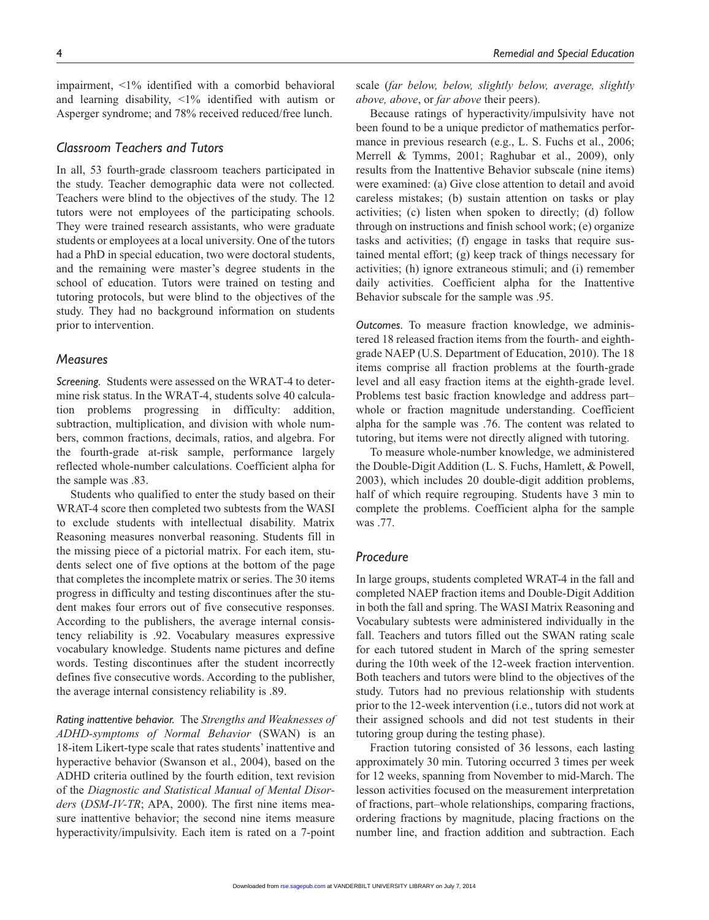impairment, <1% identified with a comorbid behavioral and learning disability, <1% identified with autism or Asperger syndrome; and 78% received reduced/free lunch.

### Classroom Teachers and Tutors

In all, 53 fourth-grade classroom teachers participated in the study. Teacher demographic data were not collected. Teachers were blind to the objectives of the study. The 12 tutors were not employees of the participating schools. They were trained research assistants, who were graduate students or employees at a local university. One of the tutors had a PhD in special education, two were doctoral students, and the remaining were master's degree students in the school of education. Tutors were trained on testing and tutoring protocols, but were blind to the objectives of the study. They had no background information on students prior to intervention.

### Measures

*Screening.* Students were assessed on the WRAT-4 to determine risk status. In the WRAT-4, students solve 40 calculation problems progressing in difficulty: addition, subtraction, multiplication, and division with whole numbers, common fractions, decimals, ratios, and algebra. For the fourth-grade at-risk sample, performance largely reflected whole-number calculations. Coefficient alpha for the sample was .83.

Students who qualified to enter the study based on their WRAT-4 score then completed two subtests from the WASI to exclude students with intellectual disability. Matrix Reasoning measures nonverbal reasoning. Students fill in the missing piece of a pictorial matrix. For each item, students select one of five options at the bottom of the page that completes the incomplete matrix or series. The 30 items progress in difficulty and testing discontinues after the student makes four errors out of five consecutive responses. According to the publishers, the average internal consistency reliability is .92. Vocabulary measures expressive vocabulary knowledge. Students name pictures and define words. Testing discontinues after the student incorrectly defines five consecutive words. According to the publisher, the average internal consistency reliability is .89.

*Rating inattentive behavior.* The *Strengths and Weaknesses of ADHD-symptoms of Normal Behavior* (SWAN) is an 18-item Likert-type scale that rates students' inattentive and hyperactive behavior (Swanson et al., 2004), based on the ADHD criteria outlined by the fourth edition, text revision of the *Diagnostic and Statistical Manual of Mental Disorders* (*DSM-IV-TR*; APA, 2000). The first nine items measure inattentive behavior; the second nine items measure hyperactivity/impulsivity. Each item is rated on a 7-point scale (*far below, below, slightly below, average, slightly above, above*, or *far above* their peers).

Because ratings of hyperactivity/impulsivity have not been found to be a unique predictor of mathematics performance in previous research (e.g., L. S. Fuchs et al., 2006; Merrell & Tymms, 2001; Raghubar et al., 2009), only results from the Inattentive Behavior subscale (nine items) were examined: (a) Give close attention to detail and avoid careless mistakes; (b) sustain attention on tasks or play activities; (c) listen when spoken to directly; (d) follow through on instructions and finish school work; (e) organize tasks and activities; (f) engage in tasks that require sustained mental effort; (g) keep track of things necessary for activities; (h) ignore extraneous stimuli; and (i) remember daily activities. Coefficient alpha for the Inattentive Behavior subscale for the sample was .95.

*Outcomes.* To measure fraction knowledge, we administered 18 released fraction items from the fourth- and eighth-grade NAEP (U.S. Department of Education, 2010). The 18 items comprise all fraction problems at the fourth-grade level and all easy fraction items at the eighth-grade level. Problems test basic fraction knowledge and address part–whole or fraction magnitude understanding. Coefficient alpha for the sample was .76. The content was related to tutoring, but items were not directly aligned with tutoring.

To measure whole-number knowledge, we administered the Double-Digit Addition (L. S. Fuchs, Hamlett, & Powell, 2003), which includes 20 double-digit addition problems, half of which require regrouping. Students have 3 min to complete the problems. Coefficient alpha for the sample was .77.

### Procedure

In large groups, students completed WRAT-4 in the fall and completed NAEP fraction items and Double-Digit Addition in both the fall and spring. The WASI Matrix Reasoning and Vocabulary subtests were administered individually in the fall. Teachers and tutors filled out the SWAN rating scale for each tutored student in March of the spring semester during the 10th week of the 12-week fraction intervention. Both teachers and tutors were blind to the objectives of the study. Tutors had no previous relationship with students prior to the 12-week intervention (i.e., tutors did not work at their assigned schools and did not test students in their tutoring group during the testing phase).

Fraction tutoring consisted of 36 lessons, each lasting approximately 30 min. Tutoring occurred 3 times per week for 12 weeks, spanning from November to mid-March. The lesson activities focused on the measurement interpretation of fractions, part–whole relationships, comparing fractions, ordering fractions by magnitude, placing fractions on the number line, and fraction addition and subtraction. Each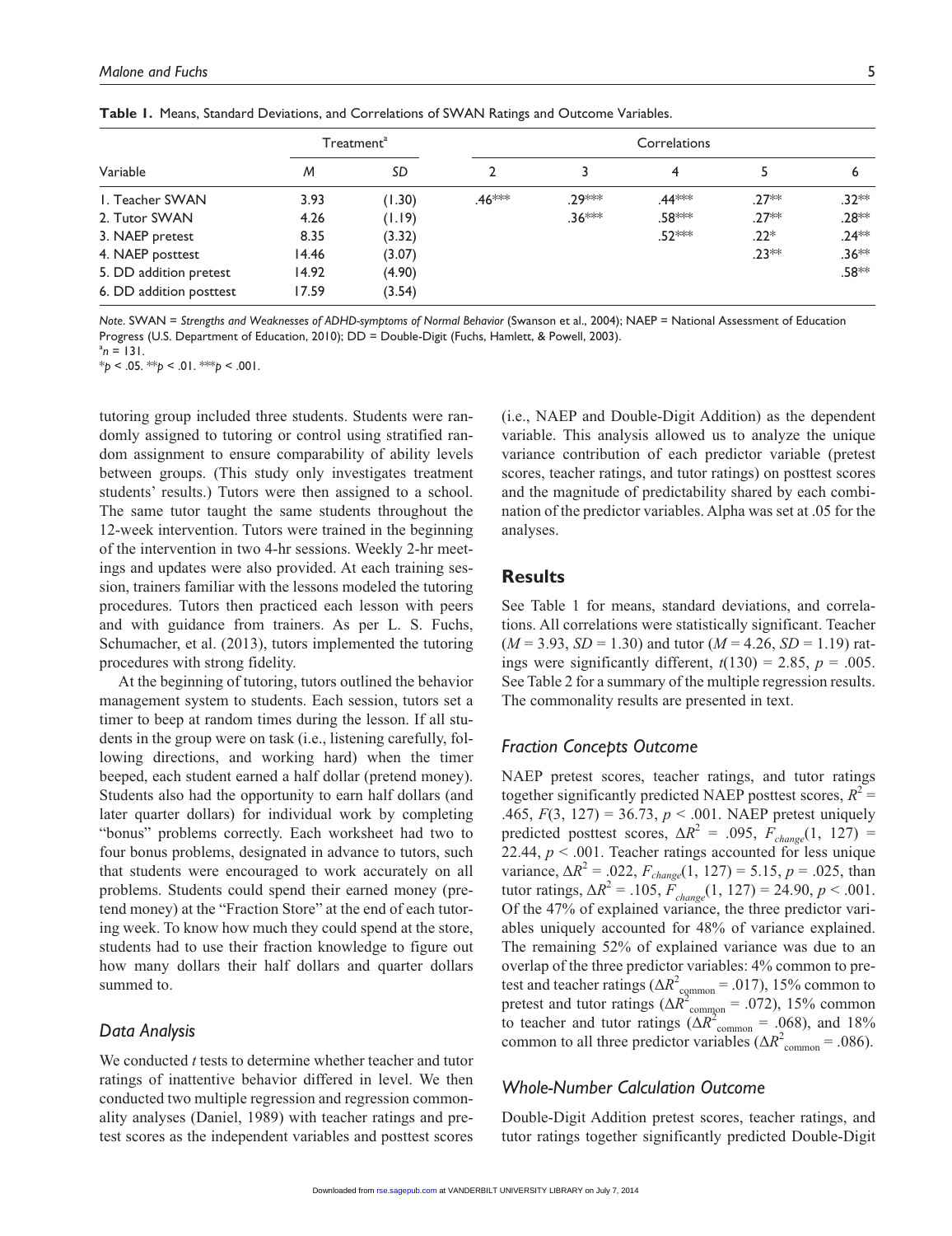**Table 1.** Means, Standard Deviations, and Correlations of SWAN Ratings and Outcome Variables.

| Variable | Treatment[a] | | Correlations | | | | |
|---|---|---|---|---|---|---|---|
| | *M* | *SD* | 2 | 3 | 4 | 5 | 6 |
| 1. Teacher SWAN | 3.93 | (1.30) | .46*** | .29*** | .44*** | .27** | .32** |
| 2. Tutor SWAN | 4.26 | (1.19) | | .36*** | .58*** | .27** | .28** |
| 3. NAEP pretest | 8.35 | (3.32) | | | .52*** | .22* | .24** |
| 4. NAEP posttest | 14.46 | (3.07) | | | | .23** | .36** |
| 5. DD addition pretest | 14.92 | (4.90) | | | | | .58** |
| 6. DD addition posttest | 17.59 | (3.54) | | | | | |

*Note.* SWAN = *Strengths and Weaknesses of ADHD-symptoms of Normal Behavior* (Swanson et al., 2004); NAEP = National Assessment of Education Progress (U.S. Department of Education, 2010); DD = Double-Digit (Fuchs, Hamlett, & Powell, 2003).
[a]$n = 131$.
*$p < .05$. **$p < .01$. ***$p < .001$.

tutoring group included three students. Students were randomly assigned to tutoring or control using stratified random assignment to ensure comparability of ability levels between groups. (This study only investigates treatment students' results.) Tutors were then assigned to a school. The same tutor taught the same students throughout the 12-week intervention. Tutors were trained in the beginning of the intervention in two 4-hr sessions. Weekly 2-hr meetings and updates were also provided. At each training session, trainers familiar with the lessons modeled the tutoring procedures. Tutors then practiced each lesson with peers and with guidance from trainers. As per L. S. Fuchs, Schumacher, et al. (2013), tutors implemented the tutoring procedures with strong fidelity.

At the beginning of tutoring, tutors outlined the behavior management system to students. Each session, tutors set a timer to beep at random times during the lesson. If all students in the group were on task (i.e., listening carefully, following directions, and working hard) when the timer beeped, each student earned a half dollar (pretend money). Students also had the opportunity to earn half dollars (and later quarter dollars) for individual work by completing "bonus" problems correctly. Each worksheet had two to four bonus problems, designated in advance to tutors, such that students were encouraged to work accurately on all problems. Students could spend their earned money (pretend money) at the "Fraction Store" at the end of each tutoring week. To know how much they could spend at the store, students had to use their fraction knowledge to figure out how many dollars their half dollars and quarter dollars summed to.

### Data Analysis

We conducted *t* tests to determine whether teacher and tutor ratings of inattentive behavior differed in level. We then conducted two multiple regression and regression commonality analyses (Daniel, 1989) with teacher ratings and pretest scores as the independent variables and posttest scores (i.e., NAEP and Double-Digit Addition) as the dependent variable. This analysis allowed us to analyze the unique variance contribution of each predictor variable (pretest scores, teacher ratings, and tutor ratings) on posttest scores and the magnitude of predictability shared by each combination of the predictor variables. Alpha was set at .05 for the analyses.

## Results

See Table 1 for means, standard deviations, and correlations. All correlations were statistically significant. Teacher ($M = 3.93$, $SD = 1.30$) and tutor ($M = 4.26$, $SD = 1.19$) ratings were significantly different, $t(130) = 2.85$, $p = .005$. See Table 2 for a summary of the multiple regression results. The commonality results are presented in text.

### Fraction Concepts Outcome

NAEP pretest scores, teacher ratings, and tutor ratings together significantly predicted NAEP posttest scores, $R^2 = .465$, $F(3, 127) = 36.73$, $p < .001$. NAEP pretest uniquely predicted posttest scores, $\Delta R^2 = .095$, $F_{change}(1, 127) = 22.44$, $p < .001$. Teacher ratings accounted for less unique variance, $\Delta R^2 = .022$, $F_{change}(1, 127) = 5.15$, $p = .025$, than tutor ratings, $\Delta R^2 = .105$, $F_{change}(1, 127) = 24.90$, $p < .001$. Of the 47% of explained variance, the three predictor variables uniquely accounted for 48% of variance explained. The remaining 52% of explained variance was due to an overlap of the three predictor variables: 4% common to pretest and teacher ratings ($\Delta R^2_{common} = .017$), 15% common to pretest and tutor ratings ($\Delta R^2_{common} = .072$), 15% common to teacher and tutor ratings ($\Delta R^2_{common} = .068$), and 18% common to all three predictor variables ($\Delta R^2_{common} = .086$).

### Whole-Number Calculation Outcome

Double-Digit Addition pretest scores, teacher ratings, and tutor ratings together significantly predicted Double-Digit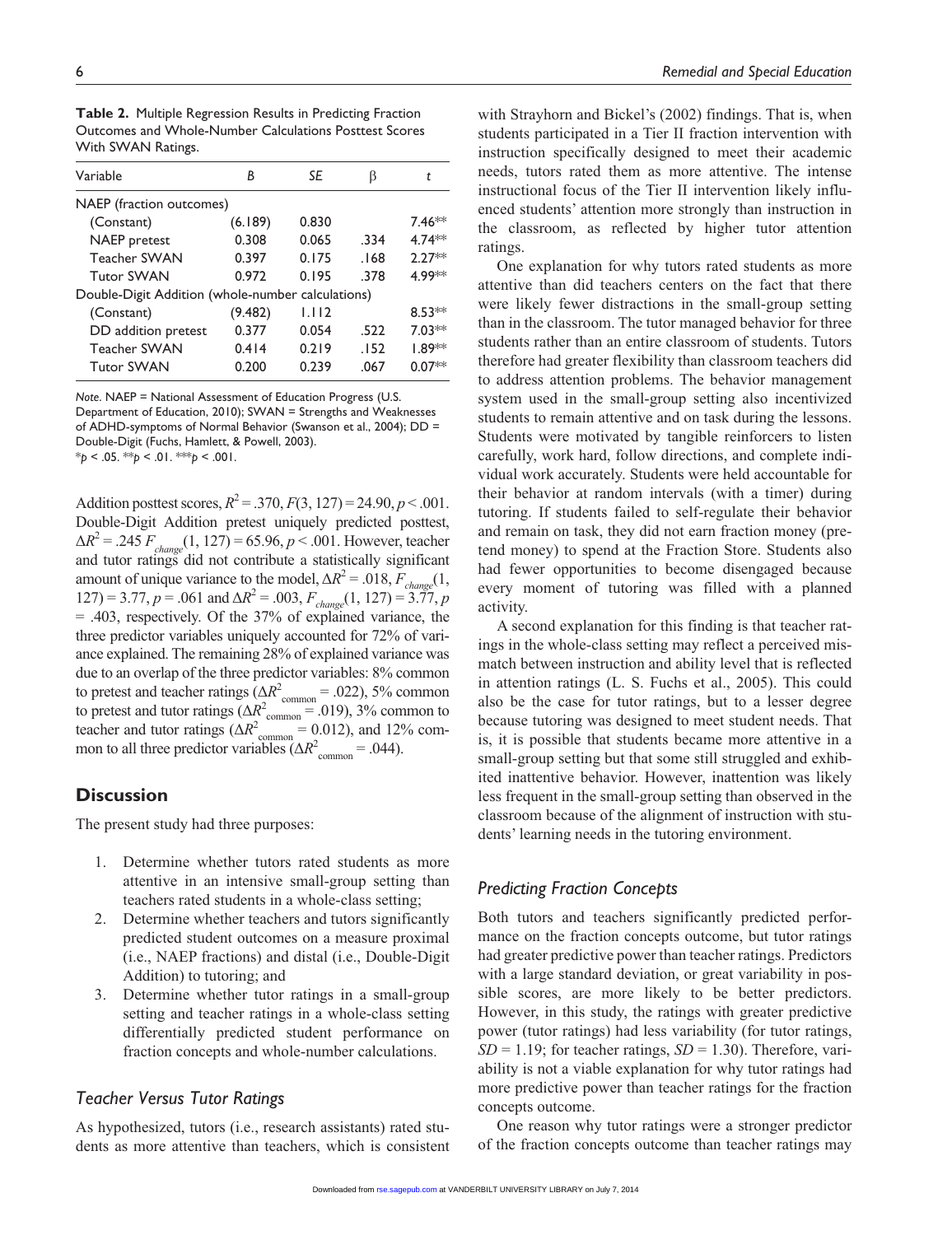**Table 2.** Multiple Regression Results in Predicting Fraction Outcomes and Whole-Number Calculations Posttest Scores With SWAN Ratings.

| Variable | *B* | *SE* | β | *t* |
|---|---|---|---|---|
| NAEP (fraction outcomes) | | | | |
| (Constant) | (6.189) | 0.830 | | 7.46** |
| NAEP pretest | 0.308 | 0.065 | .334 | 4.74** |
| Teacher SWAN | 0.397 | 0.175 | .168 | 2.27** |
| Tutor SWAN | 0.972 | 0.195 | .378 | 4.99** |
| Double-Digit Addition (whole-number calculations) | | | | |
| (Constant) | (9.482) | 1.112 | | 8.53** |
| DD addition pretest | 0.377 | 0.054 | .522 | 7.03** |
| Teacher SWAN | 0.414 | 0.219 | .152 | 1.89** |
| Tutor SWAN | 0.200 | 0.239 | .067 | 0.07** |

*Note.* NAEP = National Assessment of Education Progress (U.S. Department of Education, 2010); SWAN = Strengths and Weaknesses of ADHD-symptoms of Normal Behavior (Swanson et al., 2004); DD = Double-Digit (Fuchs, Hamlett, & Powell, 2003).
\**p* < .05. \*\**p* < .01. \*\*\**p* < .001.

Addition posttest scores, $R^2 = .370$, $F(3, 127) = 24.90$, $p < .001$. Double-Digit Addition pretest uniquely predicted posttest, $\Delta R^2 = .245$ $F_{change}(1, 127) = 65.96$, $p < .001$. However, teacher and tutor ratings did not contribute a statistically significant amount of unique variance to the model, $\Delta R^2 = .018$, $F_{change}(1, 127) = 3.77$, $p = .061$ and $\Delta R^2 = .003$, $F_{change}(1, 127) = 3.77$, $p = .403$, respectively. Of the 37% of explained variance, the three predictor variables uniquely accounted for 72% of variance explained. The remaining 28% of explained variance was due to an overlap of the three predictor variables: 8% common to pretest and teacher ratings ($\Delta R^2_{common} = .022$), 5% common to pretest and tutor ratings ($\Delta R^2_{common} = .019$), 3% common to teacher and tutor ratings ($\Delta R^2_{common} = 0.012$), and 12% common to all three predictor variables ($\Delta R^2_{common} = .044$).

## Discussion

The present study had three purposes:

1. Determine whether tutors rated students as more attentive in an intensive small-group setting than teachers rated students in a whole-class setting;
2. Determine whether teachers and tutors significantly predicted student outcomes on a measure proximal (i.e., NAEP fractions) and distal (i.e., Double-Digit Addition) to tutoring; and
3. Determine whether tutor ratings in a small-group setting and teacher ratings in a whole-class setting differentially predicted student performance on fraction concepts and whole-number calculations.

### *Teacher Versus Tutor Ratings*

As hypothesized, tutors (i.e., research assistants) rated students as more attentive than teachers, which is consistent with Strayhorn and Bickel's (2002) findings. That is, when students participated in a Tier II fraction intervention with instruction specifically designed to meet their academic needs, tutors rated them as more attentive. The intense instructional focus of the Tier II intervention likely influenced students' attention more strongly than instruction in the classroom, as reflected by higher tutor attention ratings.

One explanation for why tutors rated students as more attentive than did teachers centers on the fact that there were likely fewer distractions in the small-group setting than in the classroom. The tutor managed behavior for three students rather than an entire classroom of students. Tutors therefore had greater flexibility than classroom teachers did to address attention problems. The behavior management system used in the small-group setting also incentivized students to remain attentive and on task during the lessons. Students were motivated by tangible reinforcers to listen carefully, work hard, follow directions, and complete individual work accurately. Students were held accountable for their behavior at random intervals (with a timer) during tutoring. If students failed to self-regulate their behavior and remain on task, they did not earn fraction money (pretend money) to spend at the Fraction Store. Students also had fewer opportunities to become disengaged because every moment of tutoring was filled with a planned activity.

A second explanation for this finding is that teacher ratings in the whole-class setting may reflect a perceived mismatch between instruction and ability level that is reflected in attention ratings (L. S. Fuchs et al., 2005). This could also be the case for tutor ratings, but to a lesser degree because tutoring was designed to meet student needs. That is, it is possible that students became more attentive in a small-group setting but that some still struggled and exhibited inattentive behavior. However, inattention was likely less frequent in the small-group setting than observed in the classroom because of the alignment of instruction with students' learning needs in the tutoring environment.

### *Predicting Fraction Concepts*

Both tutors and teachers significantly predicted performance on the fraction concepts outcome, but tutor ratings had greater predictive power than teacher ratings. Predictors with a large standard deviation, or great variability in possible scores, are more likely to be better predictors. However, in this study, the ratings with greater predictive power (tutor ratings) had less variability (for tutor ratings, $SD = 1.19$; for teacher ratings, $SD = 1.30$). Therefore, variability is not a viable explanation for why tutor ratings had more predictive power than teacher ratings for the fraction concepts outcome.

One reason why tutor ratings were a stronger predictor of the fraction concepts outcome than teacher ratings may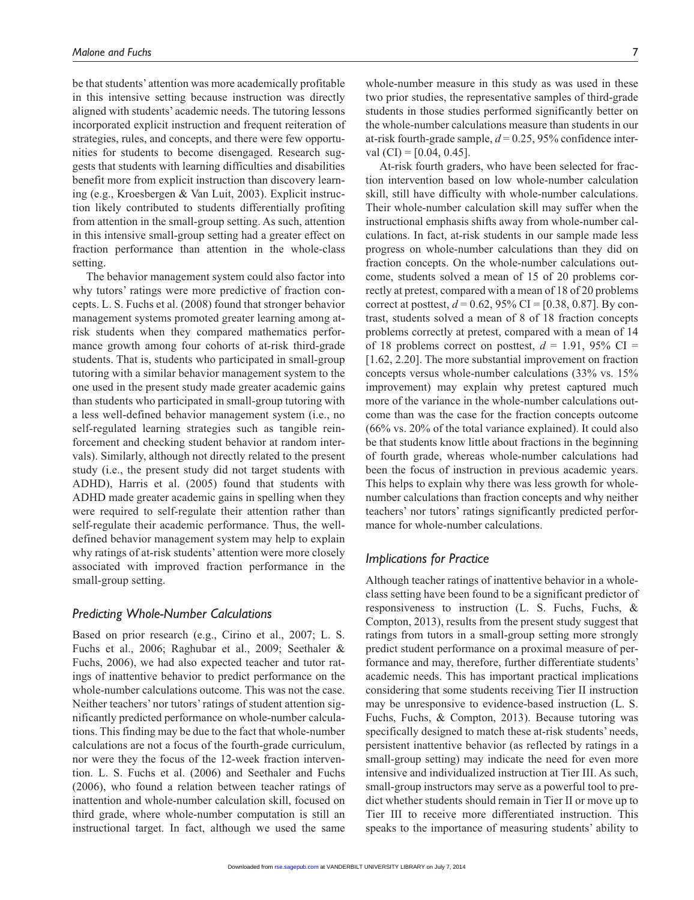be that students' attention was more academically profitable in this intensive setting because instruction was directly aligned with students' academic needs. The tutoring lessons incorporated explicit instruction and frequent reiteration of strategies, rules, and concepts, and there were few opportunities for students to become disengaged. Research suggests that students with learning difficulties and disabilities benefit more from explicit instruction than discovery learning (e.g., Kroesbergen & Van Luit, 2003). Explicit instruction likely contributed to students differentially profiting from attention in the small-group setting. As such, attention in this intensive small-group setting had a greater effect on fraction performance than attention in the whole-class setting.

The behavior management system could also factor into why tutors' ratings were more predictive of fraction concepts. L. S. Fuchs et al. (2008) found that stronger behavior management systems promoted greater learning among at-risk students when they compared mathematics performance growth among four cohorts of at-risk third-grade students. That is, students who participated in small-group tutoring with a similar behavior management system to the one used in the present study made greater academic gains than students who participated in small-group tutoring with a less well-defined behavior management system (i.e., no self-regulated learning strategies such as tangible reinforcement and checking student behavior at random intervals). Similarly, although not directly related to the present study (i.e., the present study did not target students with ADHD), Harris et al. (2005) found that students with ADHD made greater academic gains in spelling when they were required to self-regulate their attention rather than self-regulate their academic performance. Thus, the well-defined behavior management system may help to explain why ratings of at-risk students' attention were more closely associated with improved fraction performance in the small-group setting.

### *Predicting Whole-Number Calculations*

Based on prior research (e.g., Cirino et al., 2007; L. S. Fuchs et al., 2006; Raghubar et al., 2009; Seethaler & Fuchs, 2006), we had also expected teacher and tutor ratings of inattentive behavior to predict performance on the whole-number calculations outcome. This was not the case. Neither teachers' nor tutors' ratings of student attention significantly predicted performance on whole-number calculations. This finding may be due to the fact that whole-number calculations are not a focus of the fourth-grade curriculum, nor were they the focus of the 12-week fraction intervention. L. S. Fuchs et al. (2006) and Seethaler and Fuchs (2006), who found a relation between teacher ratings of inattention and whole-number calculation skill, focused on third grade, where whole-number computation is still an instructional target. In fact, although we used the same whole-number measure in this study as was used in these two prior studies, the representative samples of third-grade students in those studies performed significantly better on the whole-number calculations measure than students in our at-risk fourth-grade sample, $d = 0.25$, 95% confidence interval (CI) = [0.04, 0.45].

At-risk fourth graders, who have been selected for fraction intervention based on low whole-number calculation skill, still have difficulty with whole-number calculations. Their whole-number calculation skill may suffer when the instructional emphasis shifts away from whole-number calculations. In fact, at-risk students in our sample made less progress on whole-number calculations than they did on fraction concepts. On the whole-number calculations outcome, students solved a mean of 15 of 20 problems correctly at pretest, compared with a mean of 18 of 20 problems correct at posttest, $d = 0.62$, 95% CI = [0.38, 0.87]. By contrast, students solved a mean of 8 of 18 fraction concepts problems correctly at pretest, compared with a mean of 14 of 18 problems correct on posttest, $d = 1.91$, 95% CI = [1.62, 2.20]. The more substantial improvement on fraction concepts versus whole-number calculations (33% vs. 15% improvement) may explain why pretest captured much more of the variance in the whole-number calculations outcome than was the case for the fraction concepts outcome (66% vs. 20% of the total variance explained). It could also be that students know little about fractions in the beginning of fourth grade, whereas whole-number calculations had been the focus of instruction in previous academic years. This helps to explain why there was less growth for whole-number calculations than fraction concepts and why neither teachers' nor tutors' ratings significantly predicted performance for whole-number calculations.

### *Implications for Practice*

Although teacher ratings of inattentive behavior in a whole-class setting have been found to be a significant predictor of responsiveness to instruction (L. S. Fuchs, Fuchs, & Compton, 2013), results from the present study suggest that ratings from tutors in a small-group setting more strongly predict student performance on a proximal measure of performance and may, therefore, further differentiate students' academic needs. This has important practical implications considering that some students receiving Tier II instruction may be unresponsive to evidence-based instruction (L. S. Fuchs, Fuchs, & Compton, 2013). Because tutoring was specifically designed to match these at-risk students' needs, persistent inattentive behavior (as reflected by ratings in a small-group setting) may indicate the need for even more intensive and individualized instruction at Tier III. As such, small-group instructors may serve as a powerful tool to predict whether students should remain in Tier II or move up to Tier III to receive more differentiated instruction. This speaks to the importance of measuring students' ability to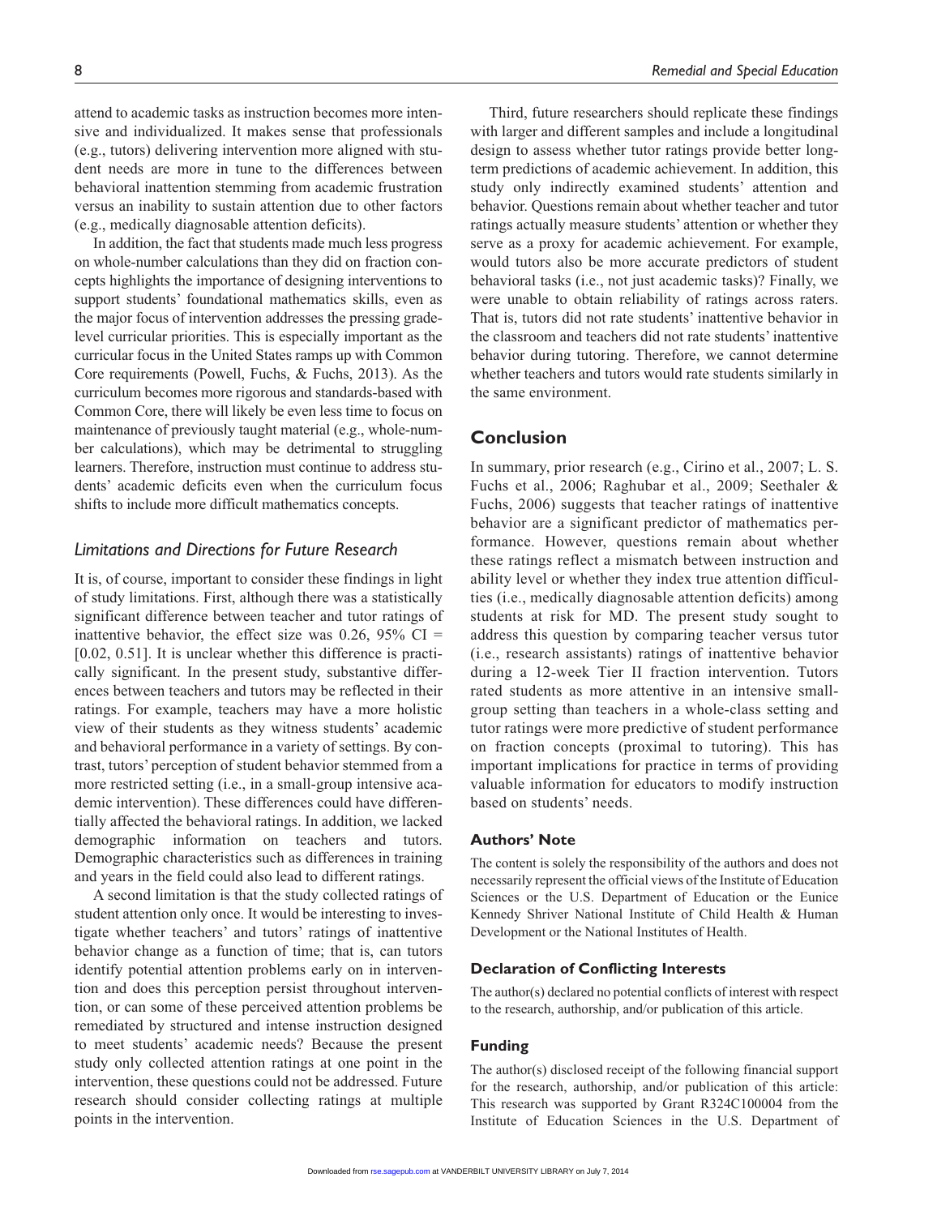attend to academic tasks as instruction becomes more intensive and individualized. It makes sense that professionals (e.g., tutors) delivering intervention more aligned with student needs are more in tune to the differences between behavioral inattention stemming from academic frustration versus an inability to sustain attention due to other factors (e.g., medically diagnosable attention deficits).

In addition, the fact that students made much less progress on whole-number calculations than they did on fraction concepts highlights the importance of designing interventions to support students' foundational mathematics skills, even as the major focus of intervention addresses the pressing grade-level curricular priorities. This is especially important as the curricular focus in the United States ramps up with Common Core requirements (Powell, Fuchs, & Fuchs, 2013). As the curriculum becomes more rigorous and standards-based with Common Core, there will likely be even less time to focus on maintenance of previously taught material (e.g., whole-number calculations), which may be detrimental to struggling learners. Therefore, instruction must continue to address students' academic deficits even when the curriculum focus shifts to include more difficult mathematics concepts.

### *Limitations and Directions for Future Research*

It is, of course, important to consider these findings in light of study limitations. First, although there was a statistically significant difference between teacher and tutor ratings of inattentive behavior, the effect size was 0.26, 95% CI = [0.02, 0.51]. It is unclear whether this difference is practically significant. In the present study, substantive differences between teachers and tutors may be reflected in their ratings. For example, teachers may have a more holistic view of their students as they witness students' academic and behavioral performance in a variety of settings. By contrast, tutors' perception of student behavior stemmed from a more restricted setting (i.e., in a small-group intensive academic intervention). These differences could have differentially affected the behavioral ratings. In addition, we lacked demographic information on teachers and tutors. Demographic characteristics such as differences in training and years in the field could also lead to different ratings.

A second limitation is that the study collected ratings of student attention only once. It would be interesting to investigate whether teachers' and tutors' ratings of inattentive behavior change as a function of time; that is, can tutors identify potential attention problems early on in intervention and does this perception persist throughout intervention, or can some of these perceived attention problems be remediated by structured and intense instruction designed to meet students' academic needs? Because the present study only collected attention ratings at one point in the intervention, these questions could not be addressed. Future research should consider collecting ratings at multiple points in the intervention.

Third, future researchers should replicate these findings with larger and different samples and include a longitudinal design to assess whether tutor ratings provide better long-term predictions of academic achievement. In addition, this study only indirectly examined students' attention and behavior. Questions remain about whether teacher and tutor ratings actually measure students' attention or whether they serve as a proxy for academic achievement. For example, would tutors also be more accurate predictors of student behavioral tasks (i.e., not just academic tasks)? Finally, we were unable to obtain reliability of ratings across raters. That is, tutors did not rate students' inattentive behavior in the classroom and teachers did not rate students' inattentive behavior during tutoring. Therefore, we cannot determine whether teachers and tutors would rate students similarly in the same environment.

## Conclusion

In summary, prior research (e.g., Cirino et al., 2007; L. S. Fuchs et al., 2006; Raghubar et al., 2009; Seethaler & Fuchs, 2006) suggests that teacher ratings of inattentive behavior are a significant predictor of mathematics performance. However, questions remain about whether these ratings reflect a mismatch between instruction and ability level or whether they index true attention difficulties (i.e., medically diagnosable attention deficits) among students at risk for MD. The present study sought to address this question by comparing teacher versus tutor (i.e., research assistants) ratings of inattentive behavior during a 12-week Tier II fraction intervention. Tutors rated students as more attentive in an intensive small-group setting than teachers in a whole-class setting and tutor ratings were more predictive of student performance on fraction concepts (proximal to tutoring). This has important implications for practice in terms of providing valuable information for educators to modify instruction based on students' needs.

### Authors' Note

The content is solely the responsibility of the authors and does not necessarily represent the official views of the Institute of Education Sciences or the U.S. Department of Education or the Eunice Kennedy Shriver National Institute of Child Health & Human Development or the National Institutes of Health.

### Declaration of Conflicting Interests

The author(s) declared no potential conflicts of interest with respect to the research, authorship, and/or publication of this article.

### Funding

The author(s) disclosed receipt of the following financial support for the research, authorship, and/or publication of this article: This research was supported by Grant R324C100004 from the Institute of Education Sciences in the U.S. Department of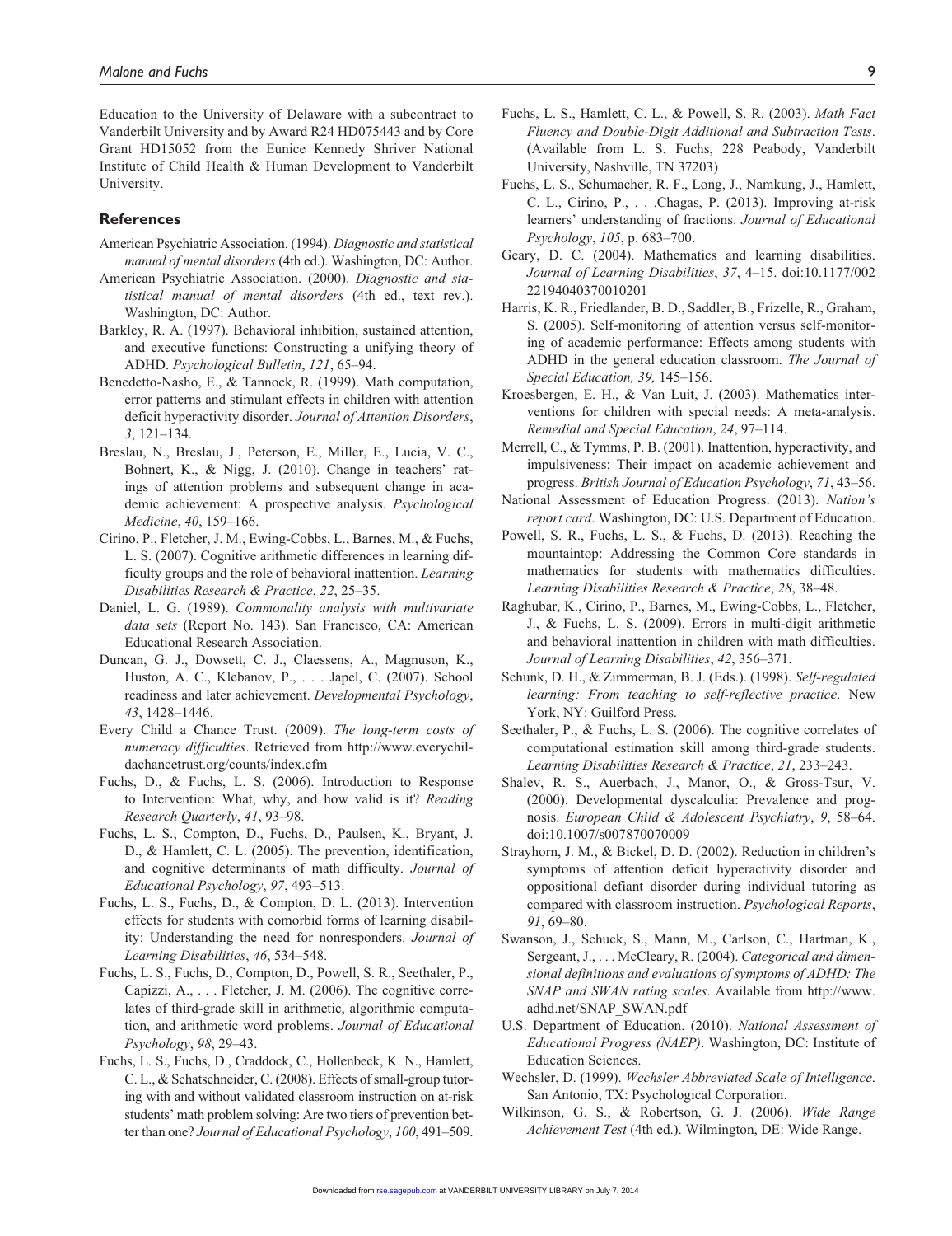Education to the University of Delaware with a subcontract to Vanderbilt University and by Award R24 HD075443 and by Core Grant HD15052 from the Eunice Kennedy Shriver National Institute of Child Health & Human Development to Vanderbilt University.

## References

American Psychiatric Association. (1994). *Diagnostic and statistical manual of mental disorders* (4th ed.). Washington, DC: Author.

American Psychiatric Association. (2000). *Diagnostic and statistical manual of mental disorders* (4th ed., text rev.). Washington, DC: Author.

Barkley, R. A. (1997). Behavioral inhibition, sustained attention, and executive functions: Constructing a unifying theory of ADHD. *Psychological Bulletin*, *121*, 65–94.

Benedetto-Nasho, E., & Tannock, R. (1999). Math computation, error patterns and stimulant effects in children with attention deficit hyperactivity disorder. *Journal of Attention Disorders*, *3*, 121–134.

Breslau, N., Breslau, J., Peterson, E., Miller, E., Lucia, V. C., Bohnert, K., & Nigg, J. (2010). Change in teachers' ratings of attention problems and subsequent change in academic achievement: A prospective analysis. *Psychological Medicine*, *40*, 159–166.

Cirino, P., Fletcher, J. M., Ewing-Cobbs, L., Barnes, M., & Fuchs, L. S. (2007). Cognitive arithmetic differences in learning difficulty groups and the role of behavioral inattention. *Learning Disabilities Research & Practice*, *22*, 25–35.

Daniel, L. G. (1989). *Commonality analysis with multivariate data sets* (Report No. 143). San Francisco, CA: American Educational Research Association.

Duncan, G. J., Dowsett, C. J., Claessens, A., Magnuson, K., Huston, A. C., Klebanov, P., . . . Japel, C. (2007). School readiness and later achievement. *Developmental Psychology*, *43*, 1428–1446.

Every Child a Chance Trust. (2009). *The long-term costs of numeracy difficulties*. Retrieved from http://www.everychildachancetrust.org/counts/index.cfm

Fuchs, D., & Fuchs, L. S. (2006). Introduction to Response to Intervention: What, why, and how valid is it? *Reading Research Quarterly*, *41*, 93–98.

Fuchs, L. S., Compton, D., Fuchs, D., Paulsen, K., Bryant, J. D., & Hamlett, C. L. (2005). The prevention, identification, and cognitive determinants of math difficulty. *Journal of Educational Psychology*, *97*, 493–513.

Fuchs, L. S., Fuchs, D., & Compton, D. L. (2013). Intervention effects for students with comorbid forms of learning disability: Understanding the need for nonresponders. *Journal of Learning Disabilities*, *46*, 534–548.

Fuchs, L. S., Fuchs, D., Compton, D., Powell, S. R., Seethaler, P., Capizzi, A., . . . Fletcher, J. M. (2006). The cognitive correlates of third-grade skill in arithmetic, algorithmic computation, and arithmetic word problems. *Journal of Educational Psychology*, *98*, 29–43.

Fuchs, L. S., Fuchs, D., Craddock, C., Hollenbeck, K. N., Hamlett, C. L., & Schatschneider, C. (2008). Effects of small-group tutoring with and without validated classroom instruction on at-risk students' math problem solving: Are two tiers of prevention better than one? *Journal of Educational Psychology*, *100*, 491–509.

Fuchs, L. S., Hamlett, C. L., & Powell, S. R. (2003). *Math Fact Fluency and Double-Digit Additional and Subtraction Tests*. (Available from L. S. Fuchs, 228 Peabody, Vanderbilt University, Nashville, TN 37203)

Fuchs, L. S., Schumacher, R. F., Long, J., Namkung, J., Hamlett, C. L., Cirino, P., . . .Chagas, P. (2013). Improving at-risk learners' understanding of fractions. *Journal of Educational Psychology*, *105*, p. 683–700.

Geary, D. C. (2004). Mathematics and learning disabilities. *Journal of Learning Disabilities*, *37*, 4–15. doi:10.1177/00222194040370010201

Harris, K. R., Friedlander, B. D., Saddler, B., Frizelle, R., Graham, S. (2005). Self-monitoring of attention versus self-monitoring of academic performance: Effects among students with ADHD in the general education classroom. *The Journal of Special Education, 39,* 145–156.

Kroesbergen, E. H., & Van Luit, J. (2003). Mathematics interventions for children with special needs: A meta-analysis. *Remedial and Special Education*, *24*, 97–114.

Merrell, C., & Tymms, P. B. (2001). Inattention, hyperactivity, and impulsiveness: Their impact on academic achievement and progress. *British Journal of Education Psychology*, *71*, 43–56.

National Assessment of Education Progress. (2013). *Nation's report card*. Washington, DC: U.S. Department of Education.

Powell, S. R., Fuchs, L. S., & Fuchs, D. (2013). Reaching the mountaintop: Addressing the Common Core standards in mathematics for students with mathematics difficulties. *Learning Disabilities Research & Practice*, *28*, 38–48.

Raghubar, K., Cirino, P., Barnes, M., Ewing-Cobbs, L., Fletcher, J., & Fuchs, L. S. (2009). Errors in multi-digit arithmetic and behavioral inattention in children with math difficulties. *Journal of Learning Disabilities*, *42*, 356–371.

Schunk, D. H., & Zimmerman, B. J. (Eds.). (1998). *Self-regulated learning: From teaching to self-reflective practice*. New York, NY: Guilford Press.

Seethaler, P., & Fuchs, L. S. (2006). The cognitive correlates of computational estimation skill among third-grade students. *Learning Disabilities Research & Practice*, *21*, 233–243.

Shalev, R. S., Auerbach, J., Manor, O., & Gross-Tsur, V. (2000). Developmental dyscalculia: Prevalence and prognosis. *European Child & Adolescent Psychiatry*, *9*, 58–64. doi:10.1007/s007870070009

Strayhorn, J. M., & Bickel, D. D. (2002). Reduction in children's symptoms of attention deficit hyperactivity disorder and oppositional defiant disorder during individual tutoring as compared with classroom instruction. *Psychological Reports*, *91*, 69–80.

Swanson, J., Schuck, S., Mann, M., Carlson, C., Hartman, K., Sergeant, J., . . . McCleary, R. (2004). *Categorical and dimensional definitions and evaluations of symptoms of ADHD: The SNAP and SWAN rating scales*. Available from http://www.adhd.net/SNAP_SWAN.pdf

U.S. Department of Education. (2010). *National Assessment of Educational Progress (NAEP)*. Washington, DC: Institute of Education Sciences.

Wechsler, D. (1999). *Wechsler Abbreviated Scale of Intelligence*. San Antonio, TX: Psychological Corporation.

Wilkinson, G. S., & Robertson, G. J. (2006). *Wide Range Achievement Test* (4th ed.). Wilmington, DE: Wide Range.